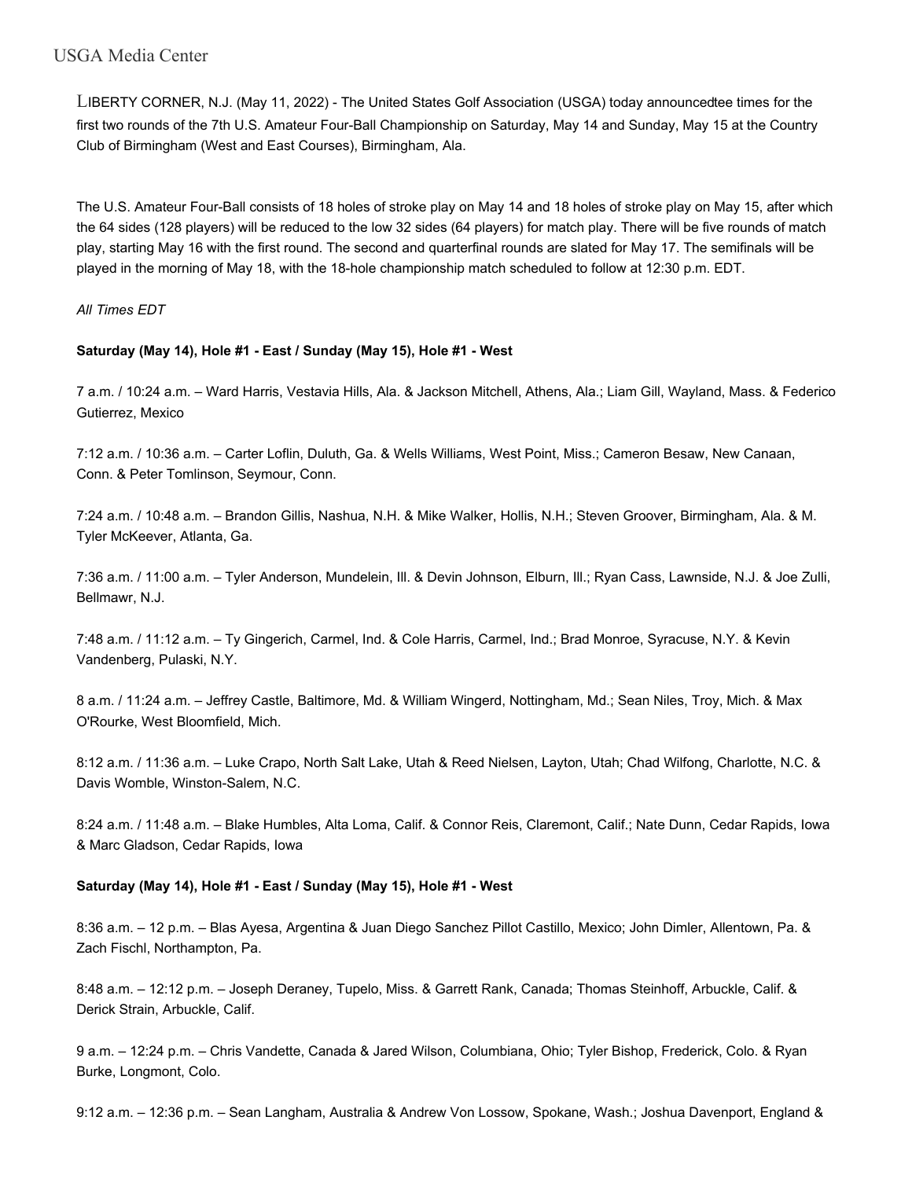USGA Media Center

LIBERTY CORNER, N.J. (May 11, 2022) - The United States Golf Association (USGA) today announced tee times for the first two rounds of the 7th U.S. Amateur Four-Ball Championship on Saturday, May 14 and Sunday, May 15 at the Country Club of Birmingham (West and East Courses), Birmingham, Ala.

The U.S. Amateur Four-Ball consists of 18 holes of stroke play on May 14 and 18 holes of stroke play on May 15, after which the 64 sides (128 players) will be reduced to the low 32 sides (64 players) for match play. There will be five rounds of match play, starting May 16 with the first round. The second and quarterfinal rounds are slated for May 17. The semifinals will be played in the morning of May 18, with the 18-hole championship match scheduled to follow at 12:30 p.m. EDT.

*All Times EDT*

**Saturday (May 14), Hole #1 - East / Sunday (May 15), Hole #1 - West**

7 a.m. / 10:24 a.m. – Ward Harris, Vestavia Hills, Ala. & Jackson Mitchell, Athens, Ala.; Liam Gill, Wayland, Mass. & Federico Gutierrez, Mexico

7:12 a.m. / 10:36 a.m. – Carter Loflin, Duluth, Ga. & Wells Williams, West Point, Miss.; Cameron Besaw, New Canaan, Conn. & Peter Tomlinson, Seymour, Conn.

7:24 a.m. / 10:48 a.m. – Brandon Gillis, Nashua, N.H. & Mike Walker, Hollis, N.H.; Steven Groover, Birmingham, Ala. & M. Tyler McKeever, Atlanta, Ga.

7:36 a.m. / 11:00 a.m. – Tyler Anderson, Mundelein, Ill. & Devin Johnson, Elburn, Ill.; Ryan Cass, Lawnside, N.J. & Joe Zulli, Bellmawr, N.J.

7:48 a.m. / 11:12 a.m. – Ty Gingerich, Carmel, Ind. & Cole Harris, Carmel, Ind.; Brad Monroe, Syracuse, N.Y. & Kevin Vandenberg, Pulaski, N.Y.

8 a.m. / 11:24 a.m. – Jeffrey Castle, Baltimore, Md. & William Wingerd, Nottingham, Md.; Sean Niles, Troy, Mich. & Max O'Rourke, West Bloomfield, Mich.

8:12 a.m. / 11:36 a.m. – Luke Crapo, North Salt Lake, Utah & Reed Nielsen, Layton, Utah; Chad Wilfong, Charlotte, N.C. & Davis Womble, Winston-Salem, N.C.

8:24 a.m. / 11:48 a.m. – Blake Humbles, Alta Loma, Calif. & Connor Reis, Claremont, Calif.; Nate Dunn, Cedar Rapids, Iowa & Marc Gladson, Cedar Rapids, Iowa

**Saturday (May 14), Hole #1 - East / Sunday (May 15), Hole #1 - West**

8:36 a.m. – 12 p.m. – Blas Ayesa, Argentina & Juan Diego Sanchez Pillot Castillo, Mexico; John Dimler, Allentown, Pa. & Zach Fischl, Northampton, Pa.

8:48 a.m. – 12:12 p.m. – Joseph Deraney, Tupelo, Miss. & Garrett Rank, Canada; Thomas Steinhoff, Arbuckle, Calif. & Derick Strain, Arbuckle, Calif.

9 a.m. – 12:24 p.m. – Chris Vandette, Canada & Jared Wilson, Columbiana, Ohio; Tyler Bishop, Frederick, Colo. & Ryan Burke, Longmont, Colo.

9:12 a.m. – 12:36 p.m. – Sean Langham, Australia & Andrew Von Lossow, Spokane, Wash.; Joshua Davenport, England &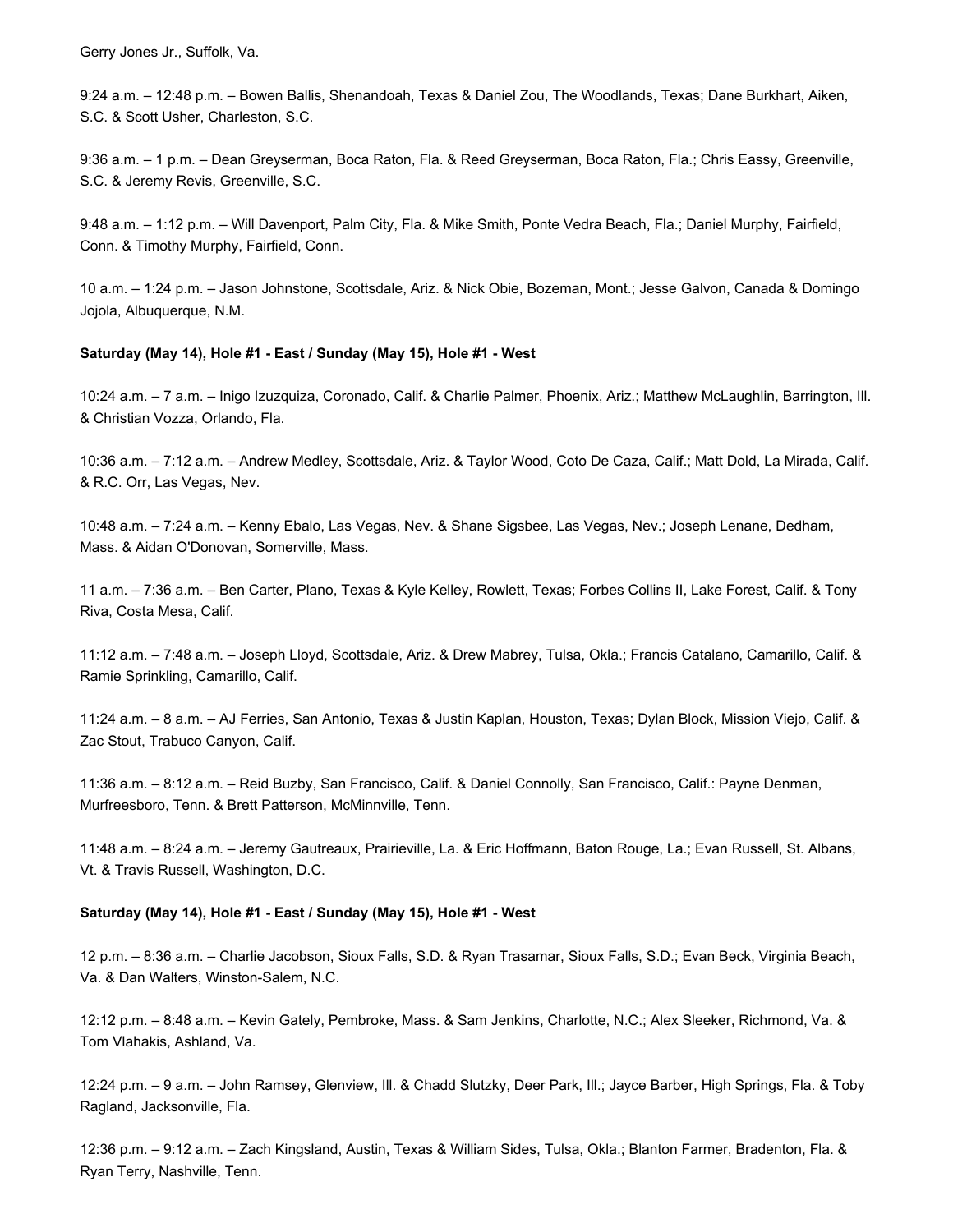Gerry Jones Jr., Suffolk, Va.

9:24 a.m. – 12:48 p.m. – Bowen Ballis, Shenandoah, Texas & Daniel Zou, The Woodlands, Texas; Dane Burkhart, Aiken, S.C. & Scott Usher, Charleston, S.C.

9:36 a.m. – 1 p.m. – Dean Greyserman, Boca Raton, Fla. & Reed Greyserman, Boca Raton, Fla.; Chris Eassy, Greenville, S.C. & Jeremy Revis, Greenville, S.C.

9:48 a.m. – 1:12 p.m. – Will Davenport, Palm City, Fla. & Mike Smith, Ponte Vedra Beach, Fla.; Daniel Murphy, Fairfield, Conn. & Timothy Murphy, Fairfield, Conn.

10 a.m. – 1:24 p.m. – Jason Johnstone, Scottsdale, Ariz. & Nick Obie, Bozeman, Mont.; Jesse Galvon, Canada & Domingo Jojola, Albuquerque, N.M.

**Saturday (May 14), Hole #1 - East / Sunday (May 15), Hole #1 - West**

10:24 a.m. – 7 a.m. – Inigo Izuzquiza, Coronado, Calif. & Charlie Palmer, Phoenix, Ariz.; Matthew McLaughlin, Barrington, Ill. & Christian Vozza, Orlando, Fla.

10:36 a.m. – 7:12 a.m. – Andrew Medley, Scottsdale, Ariz. & Taylor Wood, Coto De Caza, Calif.; Matt Dold, La Mirada, Calif. & R.C. Orr, Las Vegas, Nev.

10:48 a.m. – 7:24 a.m. – Kenny Ebalo, Las Vegas, Nev. & Shane Sigsbee, Las Vegas, Nev.; Joseph Lenane, Dedham, Mass. & Aidan O'Donovan, Somerville, Mass.

11 a.m. – 7:36 a.m. – Ben Carter, Plano, Texas & Kyle Kelley, Rowlett, Texas; Forbes Collins II, Lake Forest, Calif. & Tony Riva, Costa Mesa, Calif.

11:12 a.m. – 7:48 a.m. – Joseph Lloyd, Scottsdale, Ariz. & Drew Mabrey, Tulsa, Okla.; Francis Catalano, Camarillo, Calif. & Ramie Sprinkling, Camarillo, Calif.

11:24 a.m. – 8 a.m. – AJ Ferries, San Antonio, Texas & Justin Kaplan, Houston, Texas; Dylan Block, Mission Viejo, Calif. & Zac Stout, Trabuco Canyon, Calif.

11:36 a.m. – 8:12 a.m. – Reid Buzby, San Francisco, Calif. & Daniel Connolly, San Francisco, Calif.: Payne Denman, Murfreesboro, Tenn. & Brett Patterson, McMinnville, Tenn.

11:48 a.m. – 8:24 a.m. – Jeremy Gautreaux, Prairieville, La. & Eric Hoffmann, Baton Rouge, La.; Evan Russell, St. Albans, Vt. & Travis Russell, Washington, D.C.

**Saturday (May 14), Hole #1 - East / Sunday (May 15), Hole #1 - West**

12 p.m. – 8:36 a.m. – Charlie Jacobson, Sioux Falls, S.D. & Ryan Trasamar, Sioux Falls, S.D.; Evan Beck, Virginia Beach, Va. & Dan Walters, Winston-Salem, N.C.

12:12 p.m. – 8:48 a.m. – Kevin Gately, Pembroke, Mass. & Sam Jenkins, Charlotte, N.C.; Alex Sleeker, Richmond, Va. & Tom Vlahakis, Ashland, Va.

12:24 p.m. – 9 a.m. – John Ramsey, Glenview, Ill. & Chadd Slutzky, Deer Park, Ill.; Jayce Barber, High Springs, Fla. & Toby Ragland, Jacksonville, Fla.

12:36 p.m. – 9:12 a.m. – Zach Kingsland, Austin, Texas & William Sides, Tulsa, Okla.; Blanton Farmer, Bradenton, Fla. & Ryan Terry, Nashville, Tenn.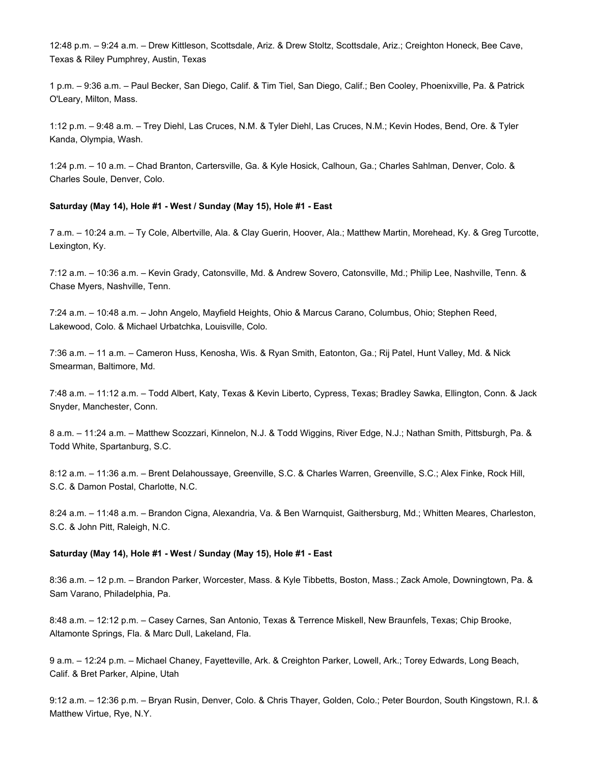12:48 p.m. – 9:24 a.m. – Drew Kittleson, Scottsdale, Ariz. & Drew Stoltz, Scottsdale, Ariz.; Creighton Honeck, Bee Cave, Texas & Riley Pumphrey, Austin, Texas

1 p.m. – 9:36 a.m. – Paul Becker, San Diego, Calif. & Tim Tiel, San Diego, Calif.; Ben Cooley, Phoenixville, Pa. & Patrick O'Leary, Milton, Mass.

1:12 p.m. – 9:48 a.m. – Trey Diehl, Las Cruces, N.M. & Tyler Diehl, Las Cruces, N.M.; Kevin Hodes, Bend, Ore. & Tyler Kanda, Olympia, Wash.

1:24 p.m. – 10 a.m. – Chad Branton, Cartersville, Ga. & Kyle Hosick, Calhoun, Ga.; Charles Sahlman, Denver, Colo. & Charles Soule, Denver, Colo.

**Saturday (May 14), Hole #1 - West / Sunday (May 15), Hole #1 - East**

7 a.m. – 10:24 a.m. – Ty Cole, Albertville, Ala. & Clay Guerin, Hoover, Ala.; Matthew Martin, Morehead, Ky. & Greg Turcotte, Lexington, Ky.

7:12 a.m. – 10:36 a.m. – Kevin Grady, Catonsville, Md. & Andrew Sovero, Catonsville, Md.; Philip Lee, Nashville, Tenn. & Chase Myers, Nashville, Tenn.

7:24 a.m. – 10:48 a.m. – John Angelo, Mayfield Heights, Ohio & Marcus Carano, Columbus, Ohio; Stephen Reed, Lakewood, Colo. & Michael Urbatchka, Louisville, Colo.

7:36 a.m. – 11 a.m. – Cameron Huss, Kenosha, Wis. & Ryan Smith, Eatonton, Ga.; Rij Patel, Hunt Valley, Md. & Nick Smearman, Baltimore, Md.

7:48 a.m. – 11:12 a.m. – Todd Albert, Katy, Texas & Kevin Liberto, Cypress, Texas; Bradley Sawka, Ellington, Conn. & Jack Snyder, Manchester, Conn.

8 a.m. – 11:24 a.m. – Matthew Scozzari, Kinnelon, N.J. & Todd Wiggins, River Edge, N.J.; Nathan Smith, Pittsburgh, Pa. & Todd White, Spartanburg, S.C.

8:12 a.m. – 11:36 a.m. – Brent Delahoussaye, Greenville, S.C. & Charles Warren, Greenville, S.C.; Alex Finke, Rock Hill, S.C. & Damon Postal, Charlotte, N.C.

8:24 a.m. – 11:48 a.m. – Brandon Cigna, Alexandria, Va. & Ben Warnquist, Gaithersburg, Md.; Whitten Meares, Charleston, S.C. & John Pitt, Raleigh, N.C.

**Saturday (May 14), Hole #1 - West / Sunday (May 15), Hole #1 - East**

8:36 a.m. – 12 p.m. – Brandon Parker, Worcester, Mass. & Kyle Tibbetts, Boston, Mass.; Zack Amole, Downingtown, Pa. & Sam Varano, Philadelphia, Pa.

8:48 a.m. – 12:12 p.m. – Casey Carnes, San Antonio, Texas & Terrence Miskell, New Braunfels, Texas; Chip Brooke, Altamonte Springs, Fla. & Marc Dull, Lakeland, Fla.

9 a.m. – 12:24 p.m. – Michael Chaney, Fayetteville, Ark. & Creighton Parker, Lowell, Ark.; Torey Edwards, Long Beach, Calif. & Bret Parker, Alpine, Utah

9:12 a.m. – 12:36 p.m. – Bryan Rusin, Denver, Colo. & Chris Thayer, Golden, Colo.; Peter Bourdon, South Kingstown, R.I. & Matthew Virtue, Rye, N.Y.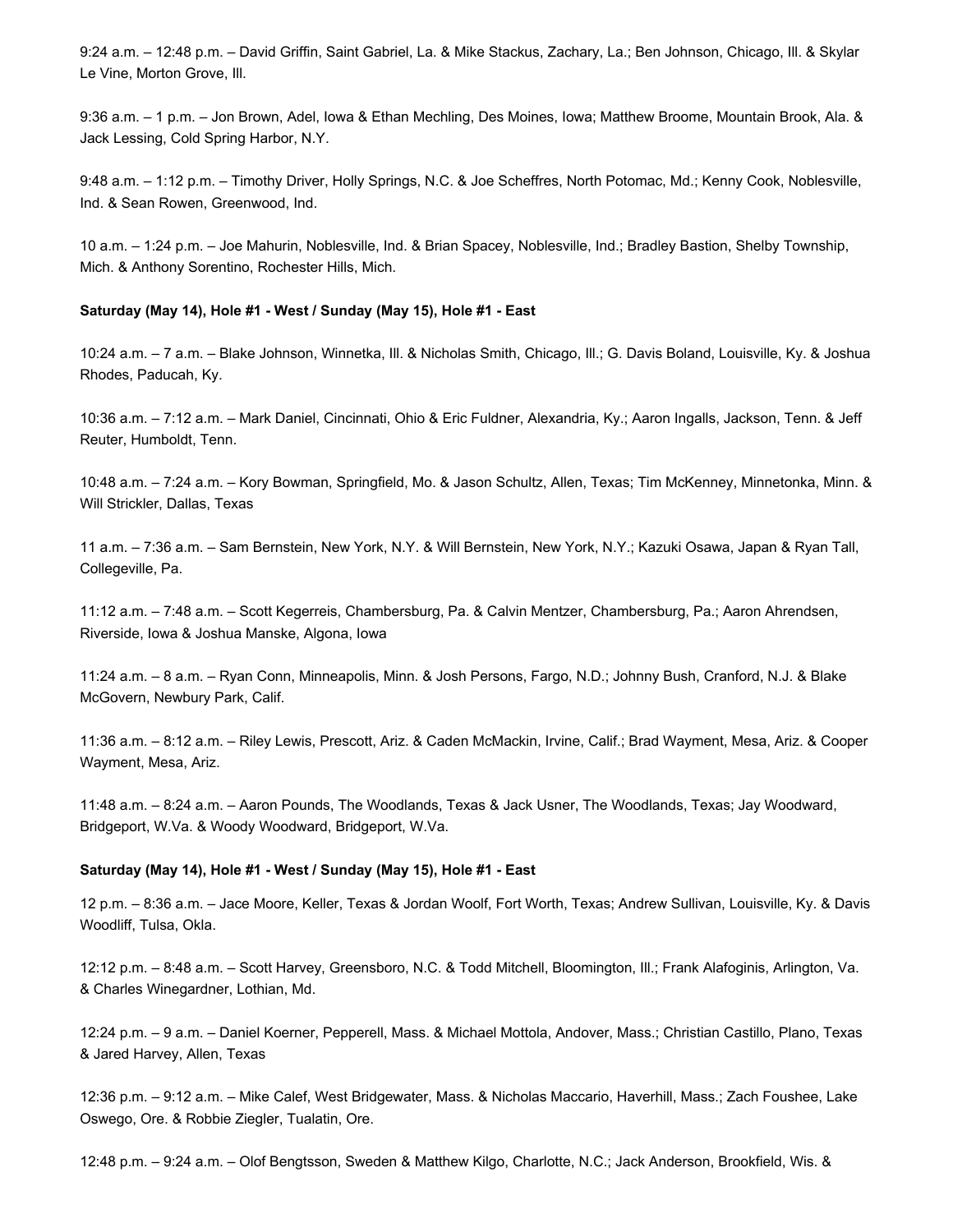9:24 a.m. – 12:48 p.m. – David Griffin, Saint Gabriel, La. & Mike Stackus, Zachary, La.; Ben Johnson, Chicago, Ill. & Skylar Le Vine, Morton Grove, Ill.

9:36 a.m. – 1 p.m. – Jon Brown, Adel, Iowa & Ethan Mechling, Des Moines, Iowa; Matthew Broome, Mountain Brook, Ala. & Jack Lessing, Cold Spring Harbor, N.Y.

9:48 a.m. – 1:12 p.m. – Timothy Driver, Holly Springs, N.C. & Joe Scheffres, North Potomac, Md.; Kenny Cook, Noblesville, Ind. & Sean Rowen, Greenwood, Ind.

10 a.m. – 1:24 p.m. – Joe Mahurin, Noblesville, Ind. & Brian Spacey, Noblesville, Ind.; Bradley Bastion, Shelby Township, Mich. & Anthony Sorentino, Rochester Hills, Mich.

**Saturday (May 14), Hole #1 - West / Sunday (May 15), Hole #1 - East**

10:24 a.m. – 7 a.m. – Blake Johnson, Winnetka, Ill. & Nicholas Smith, Chicago, Ill.; G. Davis Boland, Louisville, Ky. & Joshua Rhodes, Paducah, Ky.

10:36 a.m. – 7:12 a.m. – Mark Daniel, Cincinnati, Ohio & Eric Fuldner, Alexandria, Ky.; Aaron Ingalls, Jackson, Tenn. & Jeff Reuter, Humboldt, Tenn.

10:48 a.m. – 7:24 a.m. – Kory Bowman, Springfield, Mo. & Jason Schultz, Allen, Texas; Tim McKenney, Minnetonka, Minn. & Will Strickler, Dallas, Texas

11 a.m. – 7:36 a.m. – Sam Bernstein, New York, N.Y. & Will Bernstein, New York, N.Y.; Kazuki Osawa, Japan & Ryan Tall, Collegeville, Pa.

11:12 a.m. – 7:48 a.m. – Scott Kegerreis, Chambersburg, Pa. & Calvin Mentzer, Chambersburg, Pa.; Aaron Ahrendsen, Riverside, Iowa & Joshua Manske, Algona, Iowa

11:24 a.m. – 8 a.m. – Ryan Conn, Minneapolis, Minn. & Josh Persons, Fargo, N.D.; Johnny Bush, Cranford, N.J. & Blake McGovern, Newbury Park, Calif.

11:36 a.m. – 8:12 a.m. – Riley Lewis, Prescott, Ariz. & Caden McMackin, Irvine, Calif.; Brad Wayment, Mesa, Ariz. & Cooper Wayment, Mesa, Ariz.

11:48 a.m. – 8:24 a.m. – Aaron Pounds, The Woodlands, Texas & Jack Usner, The Woodlands, Texas; Jay Woodward, Bridgeport, W.Va. & Woody Woodward, Bridgeport, W.Va.

**Saturday (May 14), Hole #1 - West / Sunday (May 15), Hole #1 - East**

12 p.m. – 8:36 a.m. – Jace Moore, Keller, Texas & Jordan Woolf, Fort Worth, Texas; Andrew Sullivan, Louisville, Ky. & Davis Woodliff, Tulsa, Okla.

12:12 p.m. – 8:48 a.m. – Scott Harvey, Greensboro, N.C. & Todd Mitchell, Bloomington, Ill.; Frank Alafoginis, Arlington, Va. & Charles Winegardner, Lothian, Md.

12:24 p.m. – 9 a.m. – Daniel Koerner, Pepperell, Mass. & Michael Mottola, Andover, Mass.; Christian Castillo, Plano, Texas & Jared Harvey, Allen, Texas

12:36 p.m. – 9:12 a.m. – Mike Calef, West Bridgewater, Mass. & Nicholas Maccario, Haverhill, Mass.; Zach Foushee, Lake Oswego, Ore. & Robbie Ziegler, Tualatin, Ore.

12:48 p.m. – 9:24 a.m. – Olof Bengtsson, Sweden & Matthew Kilgo, Charlotte, N.C.; Jack Anderson, Brookfield, Wis. &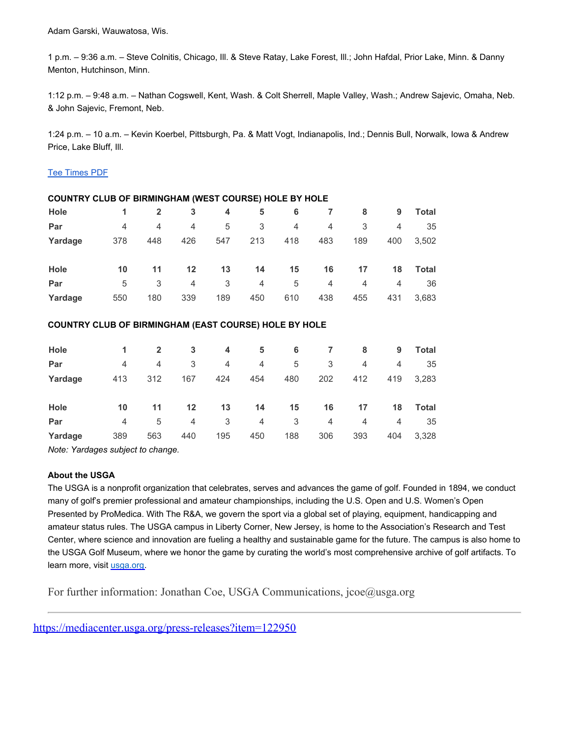Adam Garski, Wauwatosa, Wis.

1 p.m. – 9:36 a.m. – Steve Colnitis, Chicago, Ill. & Steve Ratay, Lake Forest, Ill.; John Hafdal, Prior Lake, Minn. & Danny Menton, Hutchinson, Minn.

1:12 p.m. – 9:48 a.m. – Nathan Cogswell, Kent, Wash. & Colt Sherrell, Maple Valley, Wash.; Andrew Sajevic, Omaha, Neb. & John Sajevic, Fremont, Neb.

1:24 p.m. – 10 a.m. – Kevin Koerbel, Pittsburgh, Pa. & Matt Vogt, Indianapolis, Ind.; Dennis Bull, Norwalk, Iowa & Andrew Price, Lake Bluff, Ill.

[Tee Times PDF]

**COUNTRY CLUB OF BIRMINGHAM (WEST COURSE) HOLE BY HOLE**

| Hole | 1 | 2 | 3 | 4 | 5 | 6 | 7 | 8 | 9 | Total |
|---|---|---|---|---|---|---|---|---|---|---|
| Par | 4 | 4 | 4 | 5 | 3 | 4 | 4 | 3 | 4 | 35 |
| Yardage | 378 | 448 | 426 | 547 | 213 | 418 | 483 | 189 | 400 | 3,502 |

| Hole | 10 | 11 | 12 | 13 | 14 | 15 | 16 | 17 | 18 | Total |
|---|---|---|---|---|---|---|---|---|---|---|
| Par | 5 | 3 | 4 | 3 | 4 | 5 | 4 | 4 | 4 | 36 |
| Yardage | 550 | 180 | 339 | 189 | 450 | 610 | 438 | 455 | 431 | 3,683 |

**COUNTRY CLUB OF BIRMINGHAM (EAST COURSE) HOLE BY HOLE**

| Hole | 1 | 2 | 3 | 4 | 5 | 6 | 7 | 8 | 9 | Total |
|---|---|---|---|---|---|---|---|---|---|---|
| Par | 4 | 4 | 3 | 4 | 4 | 5 | 3 | 4 | 4 | 35 |
| Yardage | 413 | 312 | 167 | 424 | 454 | 480 | 202 | 412 | 419 | 3,283 |

| Hole | 10 | 11 | 12 | 13 | 14 | 15 | 16 | 17 | 18 | Total |
|---|---|---|---|---|---|---|---|---|---|---|
| Par | 4 | 5 | 4 | 3 | 4 | 3 | 4 | 4 | 4 | 35 |
| Yardage | 389 | 563 | 440 | 195 | 450 | 188 | 306 | 393 | 404 | 3,328 |

*Note: Yardages subject to change.*

**About the USGA**

The USGA is a nonprofit organization that celebrates, serves and advances the game of golf. Founded in 1894, we conduct many of golf's premier professional and amateur championships, including the U.S. Open and U.S. Women's Open Presented by ProMedica. With The R&A, we govern the sport via a global set of playing, equipment, handicapping and amateur status rules. The USGA campus in Liberty Corner, New Jersey, is home to the Association's Research and Test Center, where science and innovation are fueling a healthy and sustainable game for the future. The campus is also home to the USGA Golf Museum, where we honor the game by curating the world's most comprehensive archive of golf artifacts. To learn more, visit usga.org.

For further information: Jonathan Coe, USGA Communications, jcoe@usga.org

---

https://mediacenter.usga.org/press-releases?item=122950